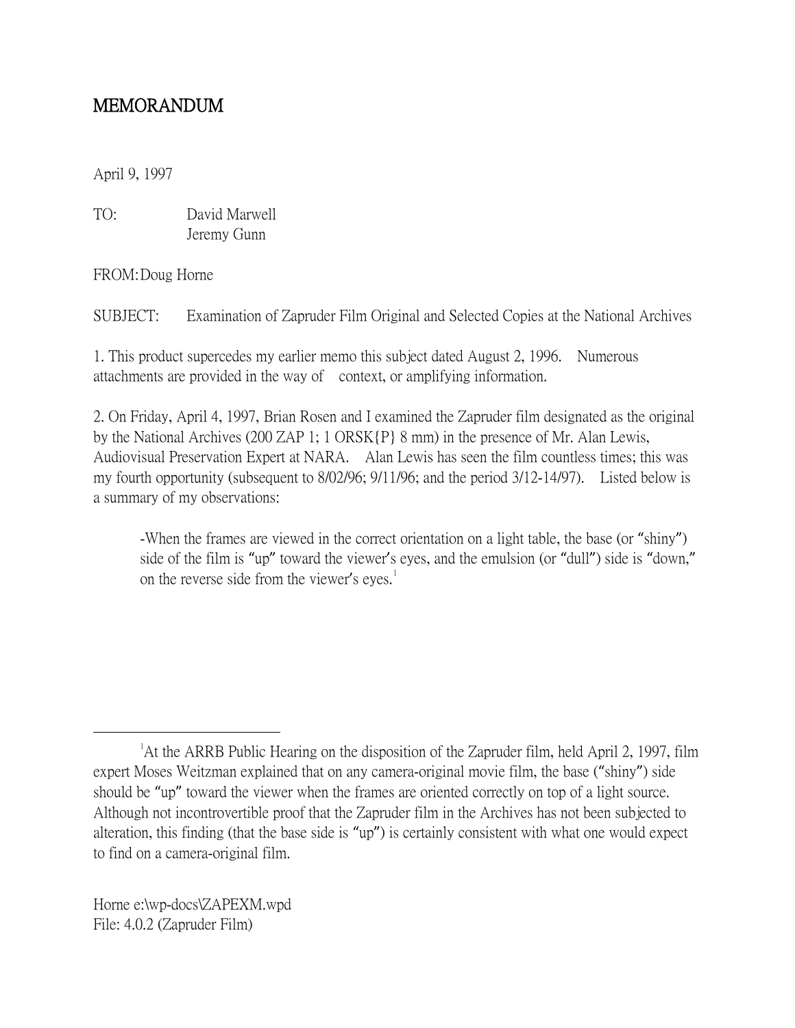# MEMORANDUM

April 9, 1997

TO: David Marwell
Jeremy Gunn

FROM: Doug Horne

SUBJECT: Examination of Zapruder Film Original and Selected Copies at the National Archives

1. This product supercedes my earlier memo this subject dated August 2, 1996. Numerous attachments are provided in the way of context, or amplifying information.

2. On Friday, April 4, 1997, Brian Rosen and I examined the Zapruder film designated as the original by the National Archives (200 ZAP 1; 1 ORSK{P} 8 mm) in the presence of Mr. Alan Lewis, Audiovisual Preservation Expert at NARA. Alan Lewis has seen the film countless times; this was my fourth opportunity (subsequent to 8/02/96; 9/11/96; and the period 3/12-14/97). Listed below is a summary of my observations:

> -When the frames are viewed in the correct orientation on a light table, the base (or "shiny") side of the film is "up" toward the viewer's eyes, and the emulsion (or "dull") side is "down," on the reverse side from the viewer's eyes.[1]

---

[1] At the ARRB Public Hearing on the disposition of the Zapruder film, held April 2, 1997, film expert Moses Weitzman explained that on any camera-original movie film, the base ("shiny") side should be "up" toward the viewer when the frames are oriented correctly on top of a light source. Although not incontrovertible proof that the Zapruder film in the Archives has not been subjected to alteration, this finding (that the base side is "up") is certainly consistent with what one would expect to find on a camera-original film.

Horne e:\wp-docs\ZAPEXM.wpd
File: 4.0.2 (Zapruder Film)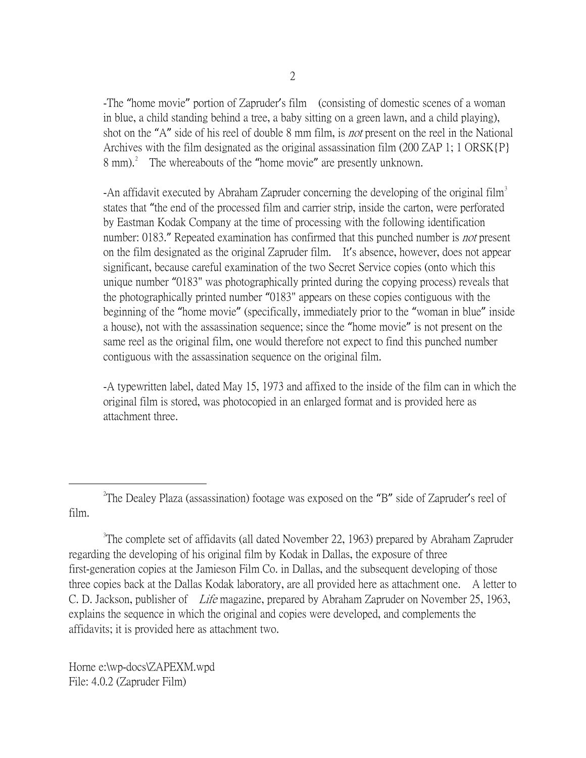-The "home movie" portion of Zapruder's film (consisting of domestic scenes of a woman in blue, a child standing behind a tree, a baby sitting on a green lawn, and a child playing), shot on the "A" side of his reel of double 8 mm film, is *not* present on the reel in the National Archives with the film designated as the original assassination film (200 ZAP 1; 1 ORSK{P} 8 mm).[2] The whereabouts of the "home movie" are presently unknown.

-An affidavit executed by Abraham Zapruder concerning the developing of the original film[3] states that "the end of the processed film and carrier strip, inside the carton, were perforated by Eastman Kodak Company at the time of processing with the following identification number: 0183." Repeated examination has confirmed that this punched number is *not* present on the film designated as the original Zapruder film. It's absence, however, does not appear significant, because careful examination of the two Secret Service copies (onto which this unique number "0183" was photographically printed during the copying process) reveals that the photographically printed number "0183" appears on these copies contiguous with the beginning of the "home movie" (specifically, immediately prior to the "woman in blue" inside a house), not with the assassination sequence; since the "home movie" is not present on the same reel as the original film, one would therefore not expect to find this punched number contiguous with the assassination sequence on the original film.

-A typewritten label, dated May 15, 1973 and affixed to the inside of the film can in which the original film is stored, was photocopied in an enlarged format and is provided here as attachment three.

---

[2] The Dealey Plaza (assassination) footage was exposed on the "B" side of Zapruder's reel of film.

[3] The complete set of affidavits (all dated November 22, 1963) prepared by Abraham Zapruder regarding the developing of his original film by Kodak in Dallas, the exposure of three first-generation copies at the Jamieson Film Co. in Dallas, and the subsequent developing of those three copies back at the Dallas Kodak laboratory, are all provided here as attachment one. A letter to C. D. Jackson, publisher of *Life* magazine, prepared by Abraham Zapruder on November 25, 1963, explains the sequence in which the original and copies were developed, and complements the affidavits; it is provided here as attachment two.

Horne e:\wp-docs\ZAPEXM.wpd
File: 4.0.2 (Zapruder Film)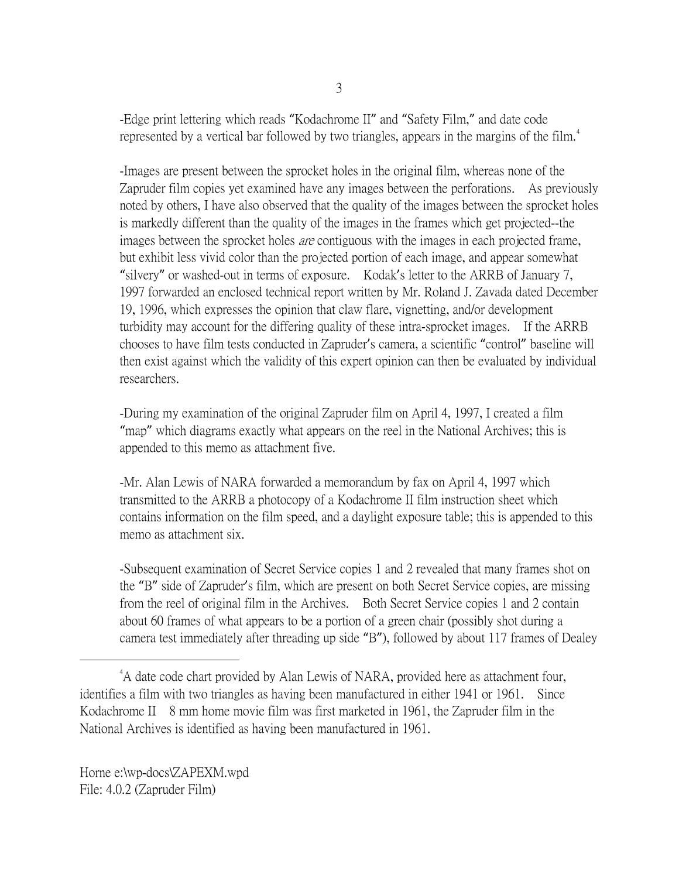-Edge print lettering which reads "Kodachrome II" and "Safety Film," and date code represented by a vertical bar followed by two triangles, appears in the margins of the film.[4]

-Images are present between the sprocket holes in the original film, whereas none of the Zapruder film copies yet examined have any images between the perforations. As previously noted by others, I have also observed that the quality of the images between the sprocket holes is markedly different than the quality of the images in the frames which get projected--the images between the sprocket holes *are* contiguous with the images in each projected frame, but exhibit less vivid color than the projected portion of each image, and appear somewhat "silvery" or washed-out in terms of exposure. Kodak's letter to the ARRB of January 7, 1997 forwarded an enclosed technical report written by Mr. Roland J. Zavada dated December 19, 1996, which expresses the opinion that claw flare, vignetting, and/or development turbidity may account for the differing quality of these intra-sprocket images. If the ARRB chooses to have film tests conducted in Zapruder's camera, a scientific "control" baseline will then exist against which the validity of this expert opinion can then be evaluated by individual researchers.

-During my examination of the original Zapruder film on April 4, 1997, I created a film "map" which diagrams exactly what appears on the reel in the National Archives; this is appended to this memo as attachment five.

-Mr. Alan Lewis of NARA forwarded a memorandum by fax on April 4, 1997 which transmitted to the ARRB a photocopy of a Kodachrome II film instruction sheet which contains information on the film speed, and a daylight exposure table; this is appended to this memo as attachment six.

-Subsequent examination of Secret Service copies 1 and 2 revealed that many frames shot on the "B" side of Zapruder's film, which are present on both Secret Service copies, are missing from the reel of original film in the Archives. Both Secret Service copies 1 and 2 contain about 60 frames of what appears to be a portion of a green chair (possibly shot during a camera test immediately after threading up side "B"), followed by about 117 frames of Dealey

---

[4] A date code chart provided by Alan Lewis of NARA, provided here as attachment four, identifies a film with two triangles as having been manufactured in either 1941 or 1961. Since Kodachrome II 8 mm home movie film was first marketed in 1961, the Zapruder film in the National Archives is identified as having been manufactured in 1961.

Horne e:\wp-docs\ZAPEXM.wpd
File: 4.0.2 (Zapruder Film)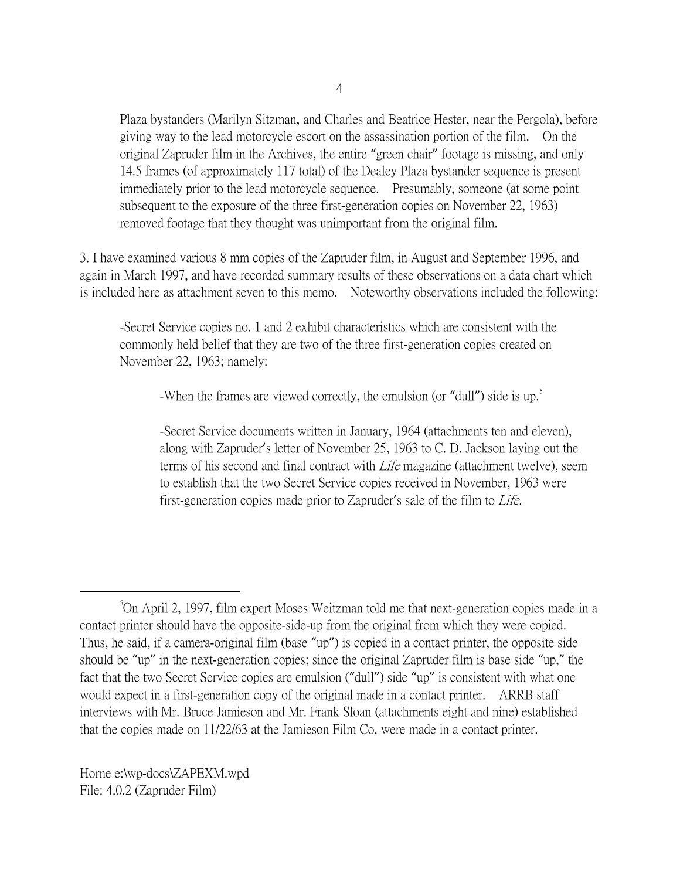Plaza bystanders (Marilyn Sitzman, and Charles and Beatrice Hester, near the Pergola), before giving way to the lead motorcycle escort on the assassination portion of the film. On the original Zapruder film in the Archives, the entire "green chair" footage is missing, and only 14.5 frames (of approximately 117 total) of the Dealey Plaza bystander sequence is present immediately prior to the lead motorcycle sequence. Presumably, someone (at some point subsequent to the exposure of the three first-generation copies on November 22, 1963) removed footage that they thought was unimportant from the original film.

3. I have examined various 8 mm copies of the Zapruder film, in August and September 1996, and again in March 1997, and have recorded summary results of these observations on a data chart which is included here as attachment seven to this memo. Noteworthy observations included the following:

-Secret Service copies no. 1 and 2 exhibit characteristics which are consistent with the commonly held belief that they are two of the three first-generation copies created on November 22, 1963; namely:

-When the frames are viewed correctly, the emulsion (or "dull") side is up.[5]

-Secret Service documents written in January, 1964 (attachments ten and eleven), along with Zapruder's letter of November 25, 1963 to C. D. Jackson laying out the terms of his second and final contract with *Life* magazine (attachment twelve), seem to establish that the two Secret Service copies received in November, 1963 were first-generation copies made prior to Zapruder's sale of the film to *Life*.

---

[5]On April 2, 1997, film expert Moses Weitzman told me that next-generation copies made in a contact printer should have the opposite-side-up from the original from which they were copied. Thus, he said, if a camera-original film (base "up") is copied in a contact printer, the opposite side should be "up" in the next-generation copies; since the original Zapruder film is base side "up," the fact that the two Secret Service copies are emulsion ("dull") side "up" is consistent with what one would expect in a first-generation copy of the original made in a contact printer. ARRB staff interviews with Mr. Bruce Jamieson and Mr. Frank Sloan (attachments eight and nine) established that the copies made on 11/22/63 at the Jamieson Film Co. were made in a contact printer.

Horne e:\wp-docs\ZAPEXM.wpd
File: 4.0.2 (Zapruder Film)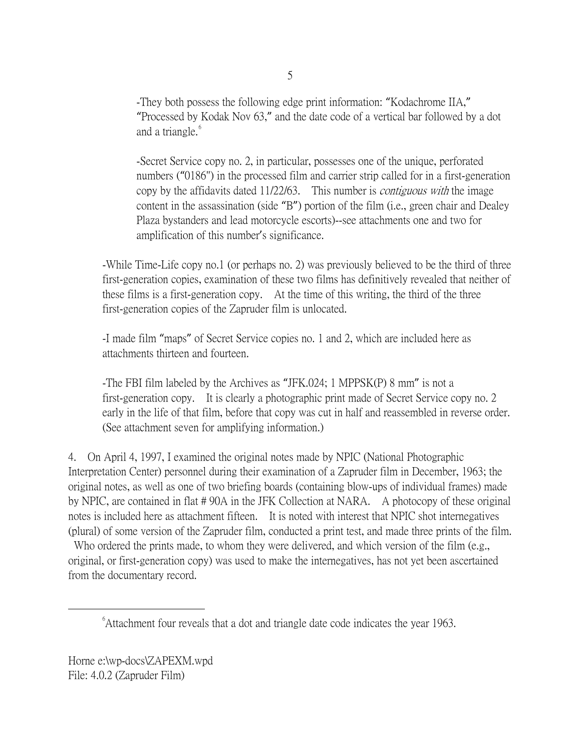-They both possess the following edge print information: "Kodachrome IIA," "Processed by Kodak Nov 63," and the date code of a vertical bar followed by a dot and a triangle.[6]

-Secret Service copy no. 2, in particular, possesses one of the unique, perforated numbers ("0186") in the processed film and carrier strip called for in a first-generation copy by the affidavits dated 11/22/63. This number is *contiguous with* the image content in the assassination (side "B") portion of the film (i.e., green chair and Dealey Plaza bystanders and lead motorcycle escorts)--see attachments one and two for amplification of this number's significance.

-While Time-Life copy no.1 (or perhaps no. 2) was previously believed to be the third of three first-generation copies, examination of these two films has definitively revealed that neither of these films is a first-generation copy. At the time of this writing, the third of the three first-generation copies of the Zapruder film is unlocated.

-I made film "maps" of Secret Service copies no. 1 and 2, which are included here as attachments thirteen and fourteen.

-The FBI film labeled by the Archives as "JFK.024; 1 MPPSK(P) 8 mm" is not a first-generation copy. It is clearly a photographic print made of Secret Service copy no. 2 early in the life of that film, before that copy was cut in half and reassembled in reverse order. (See attachment seven for amplifying information.)

4. On April 4, 1997, I examined the original notes made by NPIC (National Photographic Interpretation Center) personnel during their examination of a Zapruder film in December, 1963; the original notes, as well as one of two briefing boards (containing blow-ups of individual frames) made by NPIC, are contained in flat # 90A in the JFK Collection at NARA. A photocopy of these original notes is included here as attachment fifteen. It is noted with interest that NPIC shot internegatives (plural) of some version of the Zapruder film, conducted a print test, and made three prints of the film. Who ordered the prints made, to whom they were delivered, and which version of the film (e.g., original, or first-generation copy) was used to make the internegatives, has not yet been ascertained from the documentary record.

[6] Attachment four reveals that a dot and triangle date code indicates the year 1963.

Horne e:\wp-docs\ZAPEXM.wpd
File: 4.0.2 (Zapruder Film)